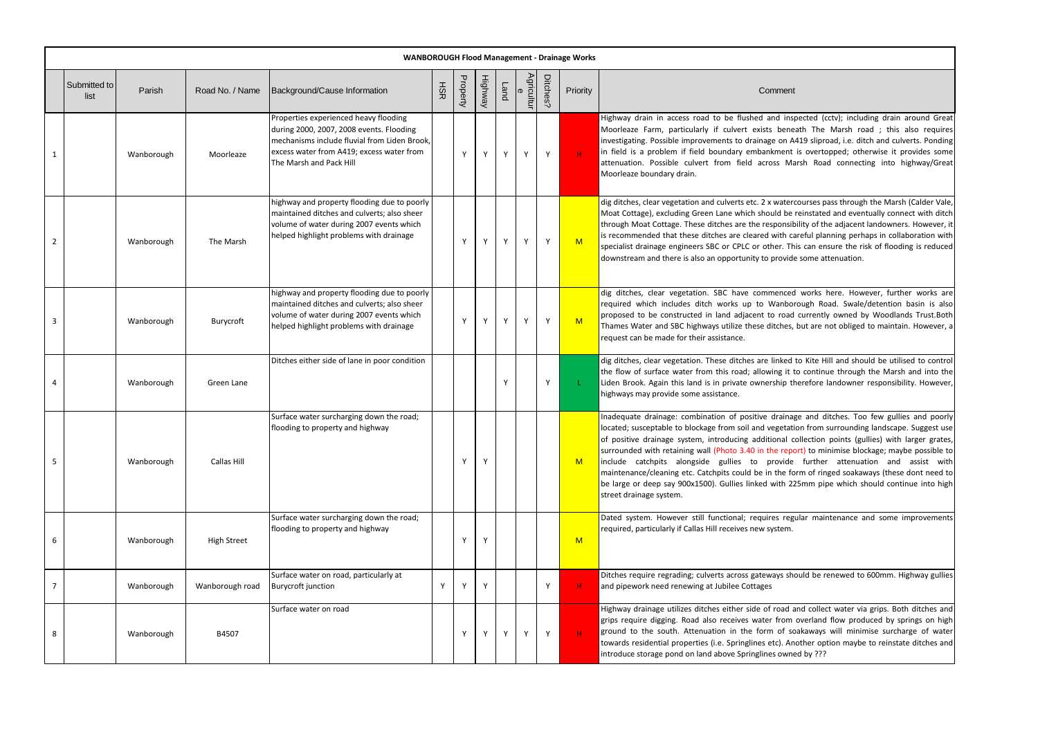# WANBOROUGH Flood Management - Drainage Works

| | Submitted to list | Parish | Road No. / Name | Background/Cause Information | HSR | Property | Highway | Land | Agriculture | Ditches? | Priority | Comment |
|---|---|---|---|---|---|---|---|---|---|---|---|---|
| 1 | | Wanborough | Moorleaze | Properties experienced heavy flooding during 2000, 2007, 2008 events. Flooding mechanisms include fluvial from Liden Brook, excess water from A419; excess water from The Marsh and Pack Hill | | Y | Y | Y | Y | Y | H | Highway drain in access road to be flushed and inspected (cctv); including drain around Great Moorleaze Farm, particularly if culvert exists beneath The Marsh road ; this also requires investigating. Possible improvements to drainage on A419 sliproad, i.e. ditch and culverts. Ponding in field is a problem if field boundary embankment is overtopped; otherwise it provides some attenuation. Possible culvert from field across Marsh Road connecting into highway/Great Moorleaze boundary drain. |
| 2 | | Wanborough | The Marsh | highway and property flooding due to poorly maintained ditches and culverts; also sheer volume of water during 2007 events which helped highlight problems with drainage | | Y | Y | Y | Y | Y | M | dig ditches, clear vegetation and culverts etc. 2 x watercourses pass through the Marsh (Calder Vale, Moat Cottage), excluding Green Lane which should be reinstated and eventually connect with ditch through Moat Cottage. These ditches are the responsibility of the adjacent landowners. However, it is recommended that these ditches are cleared with careful planning perhaps in collaboration with specialist drainage engineers SBC or CPLC or other. This can ensure the risk of flooding is reduced downstream and there is also an opportunity to provide some attenuation. |
| 3 | | Wanborough | Burycroft | highway and property flooding due to poorly maintained ditches and culverts; also sheer volume of water during 2007 events which helped highlight problems with drainage | | Y | Y | Y | Y | Y | M | dig ditches, clear vegetation. SBC have commenced works here. However, further works are required which includes ditch works up to Wanborough Road. Swale/detention basin is also proposed to be constructed in land adjacent to road currently owned by Woodlands Trust.Both Thames Water and SBC highways utilize these ditches, but are not obliged to maintain. However, a request can be made for their assistance. |
| 4 | | Wanborough | Green Lane | Ditches either side of lane in poor condition | | | | Y | | Y | L | dig ditches, clear vegetation. These ditches are linked to Kite Hill and should be utilised to control the flow of surface water from this road; allowing it to continue through the Marsh and into the Liden Brook. Again this land is in private ownership therefore landowner responsibility. However, highways may provide some assistance. |
| 5 | | Wanborough | Callas Hill | Surface water surcharging down the road; flooding to property and highway | | Y | Y | | | | M | Inadequate drainage: combination of positive drainage and ditches. Too few gullies and poorly located; susceptable to blockage from soil and vegetation from surrounding landscape. Suggest use of positive drainage system, introducing additional collection points (gullies) with larger grates, surrounded with retaining wall (Photo 3.40 in the report) to minimise blockage; maybe possible to include catchpits alongside gullies to provide further attenuation and assist with maintenance/cleaning etc. Catchpits could be in the form of ringed soakaways (these dont need to be large or deep say 900x1500). Gullies linked with 225mm pipe which should continue into high street drainage system. |
| 6 | | Wanborough | High Street | Surface water surcharging down the road; flooding to property and highway | | Y | Y | | | | M | Dated system. However still functional; requires regular maintenance and some improvements required, particularly if Callas Hill receives new system. |
| 7 | | Wanborough | Wanborough road | Surface water on road, particularly at Burycroft junction | Y | Y | Y | | | Y | H | Ditches require regrading; culverts across gateways should be renewed to 600mm. Highway gullies and pipework need renewing at Jubilee Cottages |
| 8 | | Wanborough | B4507 | Surface water on road | | Y | Y | Y | Y | Y | H | Highway drainage utilizes ditches either side of road and collect water via grips. Both ditches and grips require digging. Road also receives water from overland flow produced by springs on high ground to the south. Attenuation in the form of soakaways will minimise surcharge of water towards residential properties (i.e. Springlines etc). Another option maybe to reinstate ditches and introduce storage pond on land above Springlines owned by ??? |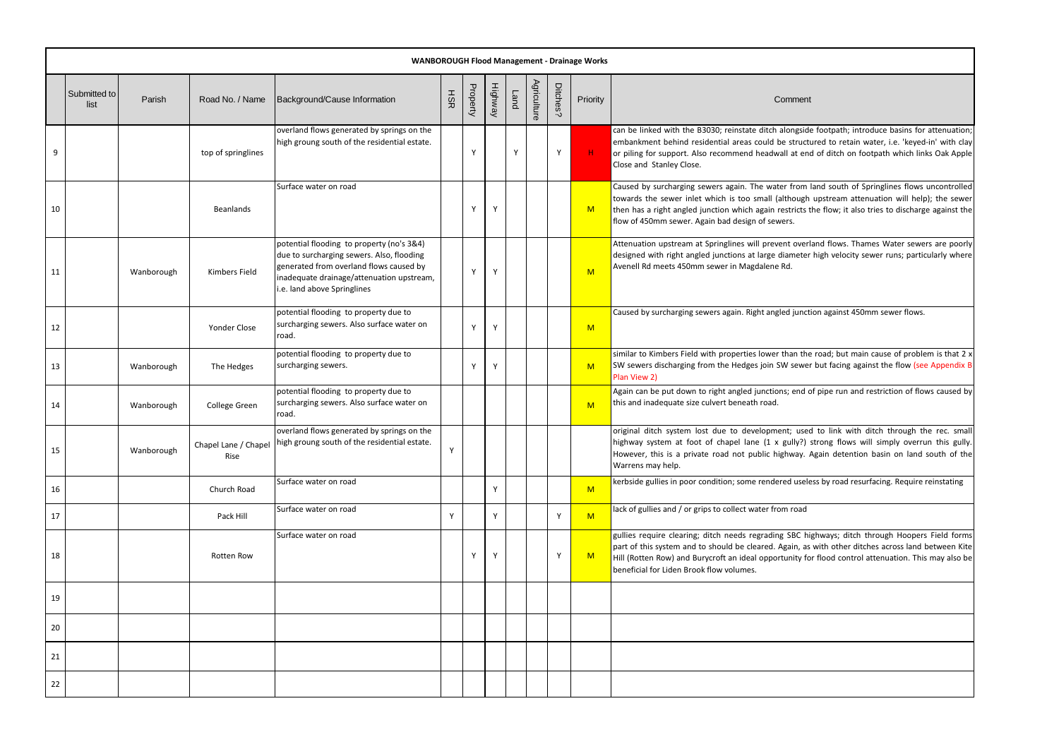| | Submitted to list | Parish | Road No. / Name | Background/Cause Information | HSR | Property | Highway | Land | Agriculture | Ditches? | Priority | Comment |
|---|---|---|---|---|---|---|---|---|---|---|---|---|
| **WANBOROUGH Flood Management - Drainage Works** | | | | | | | | | | | | |
| 9 | | | top of springlines | overland flows generated by springs on the high groung south of the residential estate. | | Y | | Y | | Y | H | can be linked with the B3030; reinstate ditch alongside footpath; introduce basins for attenuation; embankment behind residential areas could be structured to retain water, i.e. 'keyed-in' with clay or piling for support. Also recommend headwall at end of ditch on footpath which links Oak Apple Close and Stanley Close. |
| 10 | | | Beanlands | Surface water on road | | Y | Y | | | | M | Caused by surcharging sewers again. The water from land south of Springlines flows uncontrolled towards the sewer inlet which is too small (although upstream attenuation will help); the sewer then has a right angled junction which again restricts the flow; it also tries to discharge against the flow of 450mm sewer. Again bad design of sewers. |
| 11 | | Wanborough | Kimbers Field | potential flooding to property (no's 3&4) due to surcharging sewers. Also, flooding generated from overland flows caused by inadequate drainage/attenuation upstream, i.e. land above Springlines | | Y | Y | | | | M | Attenuation upstream at Springlines will prevent overland flows. Thames Water sewers are poorly designed with right angled junctions at large diameter high velocity sewer runs; particularly where Avenell Rd meets 450mm sewer in Magdalene Rd. |
| 12 | | | Yonder Close | potential flooding to property due to surcharging sewers. Also surface water on road. | | Y | Y | | | | M | Caused by surcharging sewers again. Right angled junction against 450mm sewer flows. |
| 13 | | Wanborough | The Hedges | potential flooding to property due to surcharging sewers. | | Y | Y | | | | M | similar to Kimbers Field with properties lower than the road; but main cause of problem is that 2 x SW sewers discharging from the Hedges join SW sewer but facing against the flow (see Appendix B Plan View 2) |
| 14 | | Wanborough | College Green | potential flooding to property due to surcharging sewers. Also surface water on road. | | | | | | | M | Again can be put down to right angled junctions; end of pipe run and restriction of flows caused by this and inadequate size culvert beneath road. |
| 15 | | Wanborough | Chapel Lane / Chapel Rise | overland flows generated by springs on the high groung south of the residential estate. | Y | | | | | | | original ditch system lost due to development; used to link with ditch through the rec. small highway system at foot of chapel lane (1 x gully?) strong flows will simply overrun this gully. However, this is a private road not public highway. Again detention basin on land south of the Warrens may help. |
| 16 | | | Church Road | Surface water on road | | | Y | | | | M | kerbside gullies in poor condition; some rendered useless by road resurfacing. Require reinstating |
| 17 | | | Pack Hill | Surface water on road | Y | | Y | | | Y | M | lack of gullies and / or grips to collect water from road |
| 18 | | | Rotten Row | Surface water on road | | Y | Y | | | Y | M | gullies require clearing; ditch needs regrading SBC highways; ditch through Hoopers Field forms part of this system and to should be cleared. Again, as with other ditches across land between Kite Hill (Rotten Row) and Burycroft an ideal opportunity for flood control attenuation. This may also be beneficial for Liden Brook flow volumes. |
| 19 | | | | | | | | | | | | |
| 20 | | | | | | | | | | | | |
| 21 | | | | | | | | | | | | |
| 22 | | | | | | | | | | | | |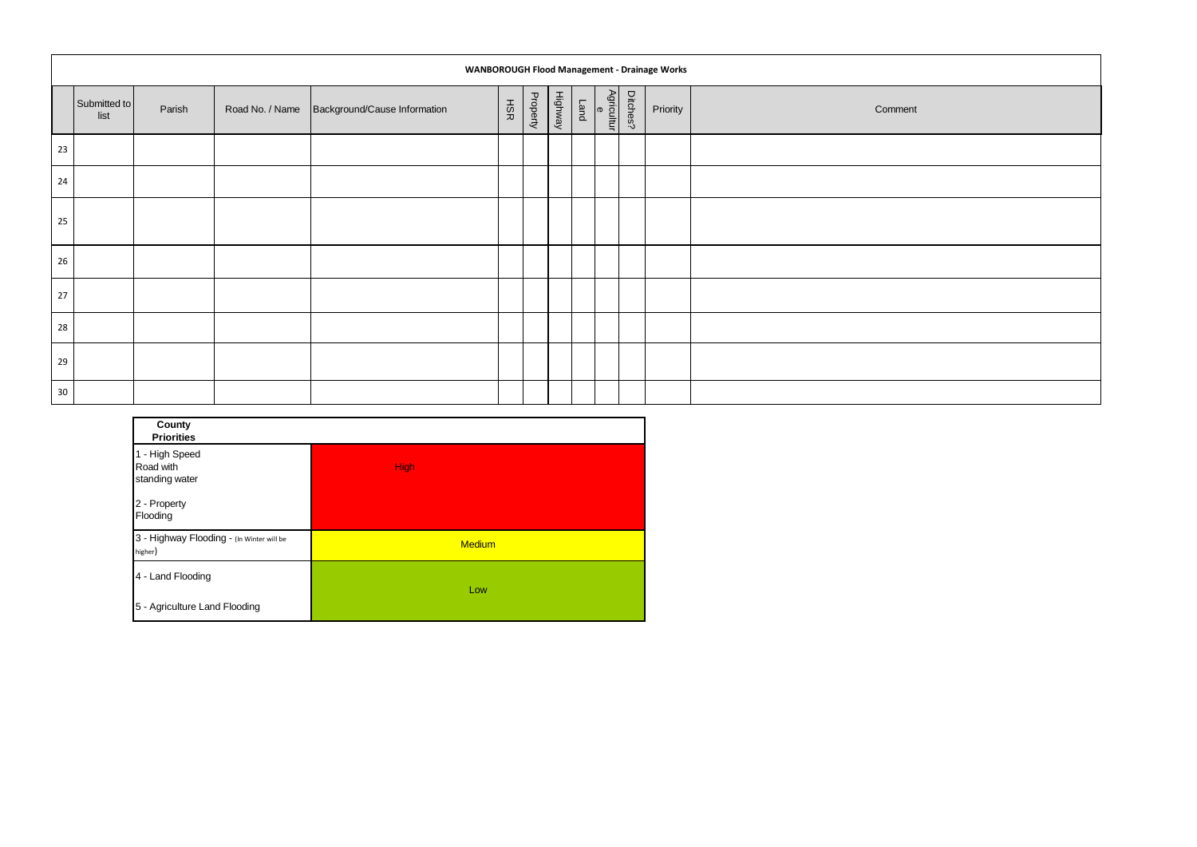**WANBOROUGH Flood Management - Drainage Works**

| | Submitted to list | Parish | Road No. / Name | Background/Cause Information | HSR | Property | Highway | Land | Agriculture | Ditches? | Priority | Comment |
|---|---|---|---|---|---|---|---|---|---|---|---|---|
| 23 | | | | | | | | | | | | |
| 24 | | | | | | | | | | | | |
| 25 | | | | | | | | | | | | |
| 26 | | | | | | | | | | | | |
| 27 | | | | | | | | | | | | |
| 28 | | | | | | | | | | | | |
| 29 | | | | | | | | | | | | |
| 30 | | | | | | | | | | | | |

| County Priorities | |
|---|---|
| 1 - High Speed Road with standing water<br><br>2 - Property Flooding | High |
| 3 - Highway Flooding - (In Winter will be higher) | Medium |
| 4 - Land Flooding<br><br>5 - Agriculture Land Flooding | Low |